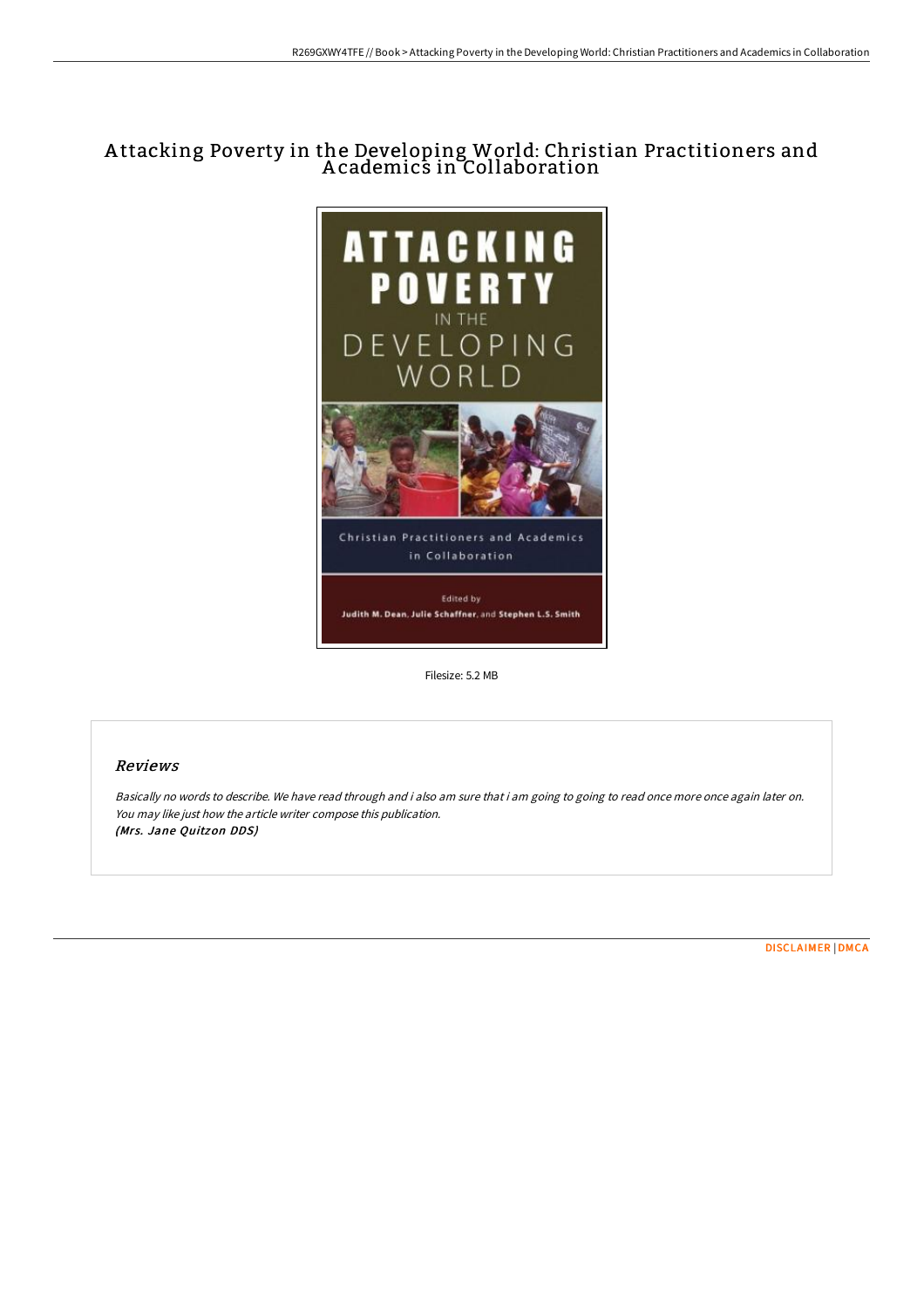# Attacking Poverty in the Developing World: Christian Practitioners and Academics in Collaboration

Filesize: 5.2 MB

## Reviews

*Basically no words to describe. We have read through and i also am sure that i am going to going to read once more once again later on. You may like just how the article writer compose this publication.*
***(Mrs. Jane Quitzon DDS)***

DISCLAIMER | DMCA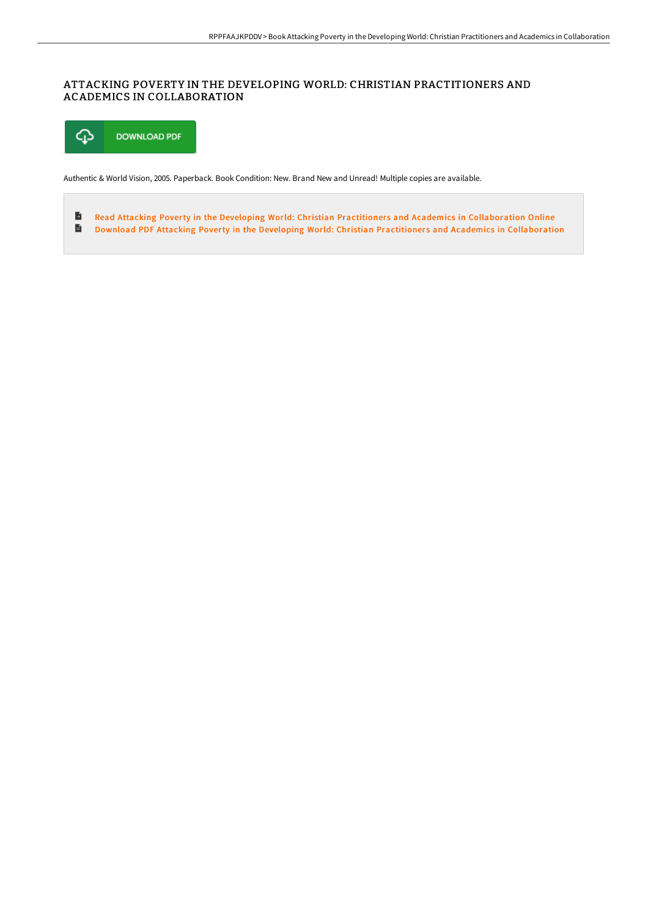# ATTACKING POVERTY IN THE DEVELOPING WORLD: CHRISTIAN PRACTITIONERS AND ACADEMICS IN COLLABORATION

DOWNLOAD PDF

Authentic & World Vision, 2005. Paperback. Book Condition: New. Brand New and Unread! Multiple copies are available.

- Read Attacking Poverty in the Developing World: Christian Practitioners and Academics in Collaboration Online
- Download PDF Attacking Poverty in the Developing World: Christian Practitioners and Academics in Collaboration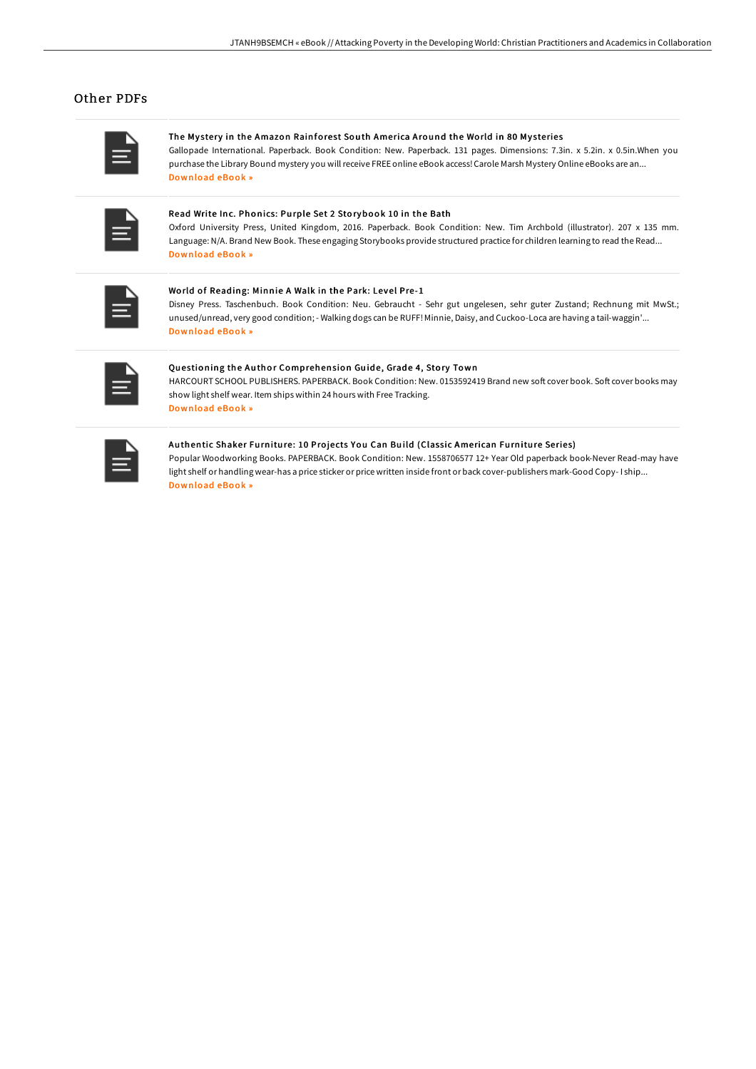## Other PDFs

**The Mystery in the Amazon Rainforest South America Around the World in 80 Mysteries**

Gallopade International. Paperback. Book Condition: New. Paperback. 131 pages. Dimensions: 7.3in. x 5.2in. x 0.5in.When you purchase the Library Bound mystery you will receive FREE online eBook access! Carole Marsh Mystery Online eBooks are an...

Download eBook »

**Read Write Inc. Phonics: Purple Set 2 Storybook 10 in the Bath**

Oxford University Press, United Kingdom, 2016. Paperback. Book Condition: New. Tim Archbold (illustrator). 207 x 135 mm. Language: N/A. Brand New Book. These engaging Storybooks provide structured practice for children learning to read the Read...

Download eBook »

**World of Reading: Minnie A Walk in the Park: Level Pre-1**

Disney Press. Taschenbuch. Book Condition: Neu. Gebraucht - Sehr gut ungelesen, sehr guter Zustand; Rechnung mit MwSt.; unused/unread, very good condition; - Walking dogs can be RUFF! Minnie, Daisy, and Cuckoo-Loca are having a tail-waggin'...

Download eBook »

**Questioning the Author Comprehension Guide, Grade 4, Story Town**

HARCOURT SCHOOL PUBLISHERS. PAPERBACK. Book Condition: New. 0153592419 Brand new soft cover book. Soft cover books may show light shelf wear. Item ships within 24 hours with Free Tracking.

Download eBook »

**Authentic Shaker Furniture: 10 Projects You Can Build (Classic American Furniture Series)**

Popular Woodworking Books. PAPERBACK. Book Condition: New. 1558706577 12+ Year Old paperback book-Never Read-may have light shelf or handling wear-has a price sticker or price written inside front or back cover-publishers mark-Good Copy- I ship...

Download eBook »